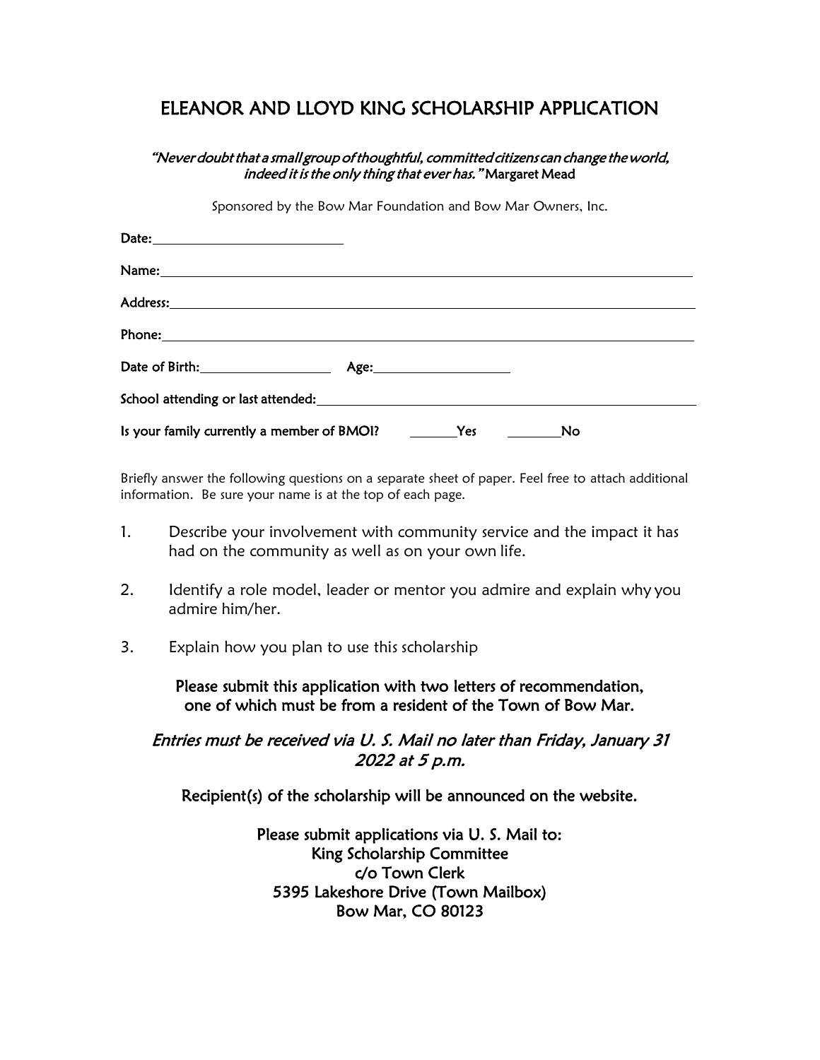# ELEANOR AND LLOYD KING SCHOLARSHIP APPLICATION

*"Never doubt that a small group of thoughtful, committed citizens can change the world, indeed it is the only thing that ever has."* Margaret Mead

Sponsored by the Bow Mar Foundation and Bow Mar Owners, Inc.

Date: ______________________

Name: ____________________________________________________________

Address: __________________________________________________________

Phone: ___________________________________________________________

Date of Birth: ________________ Age: ________________

School attending or last attended: ___________________________________

Is your family currently a member of BMOI? ______Yes ______No

Briefly answer the following questions on a separate sheet of paper. Feel free to attach additional information. Be sure your name is at the top of each page.

1. Describe your involvement with community service and the impact it has had on the community as well as on your own life.
2. Identify a role model, leader or mentor you admire and explain why you admire him/her.
3. Explain how you plan to use this scholarship

**Please submit this application with two letters of recommendation, one of which must be from a resident of the Town of Bow Mar.**

*Entries must be received via U. S. Mail no later than Friday, January 31 2022 at 5 p.m.*

**Recipient(s) of the scholarship will be announced on the website.**

**Please submit applications via U. S. Mail to:**
**King Scholarship Committee**
**c/o Town Clerk**
**5395 Lakeshore Drive (Town Mailbox)**
**Bow Mar, CO 80123**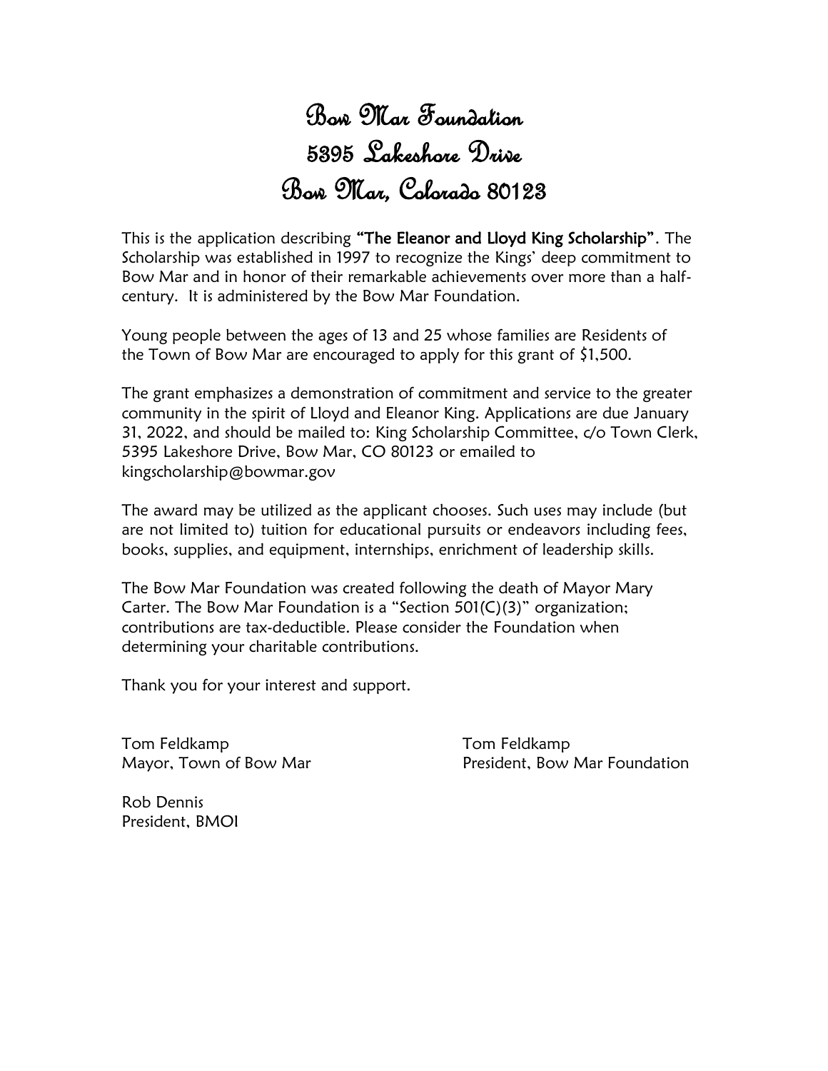# Bow Mar Foundation
# 5395 Lakeshore Drive
# Bow Mar, Colorado 80123

This is the application describing **"The Eleanor and Lloyd King Scholarship"**. The Scholarship was established in 1997 to recognize the Kings' deep commitment to Bow Mar and in honor of their remarkable achievements over more than a half-century. It is administered by the Bow Mar Foundation.

Young people between the ages of 13 and 25 whose families are Residents of the Town of Bow Mar are encouraged to apply for this grant of $1,500.

The grant emphasizes a demonstration of commitment and service to the greater community in the spirit of Lloyd and Eleanor King. Applications are due January 31, 2022, and should be mailed to: King Scholarship Committee, c/o Town Clerk, 5395 Lakeshore Drive, Bow Mar, CO 80123 or emailed to kingscholarship@bowmar.gov

The award may be utilized as the applicant chooses. Such uses may include (but are not limited to) tuition for educational pursuits or endeavors including fees, books, supplies, and equipment, internships, enrichment of leadership skills.

The Bow Mar Foundation was created following the death of Mayor Mary Carter. The Bow Mar Foundation is a "Section 501(C)(3)" organization; contributions are tax-deductible. Please consider the Foundation when determining your charitable contributions.

Thank you for your interest and support.

Tom Feldkamp
Mayor, Town of Bow Mar

Tom Feldkamp
President, Bow Mar Foundation

Rob Dennis
President, BMOI